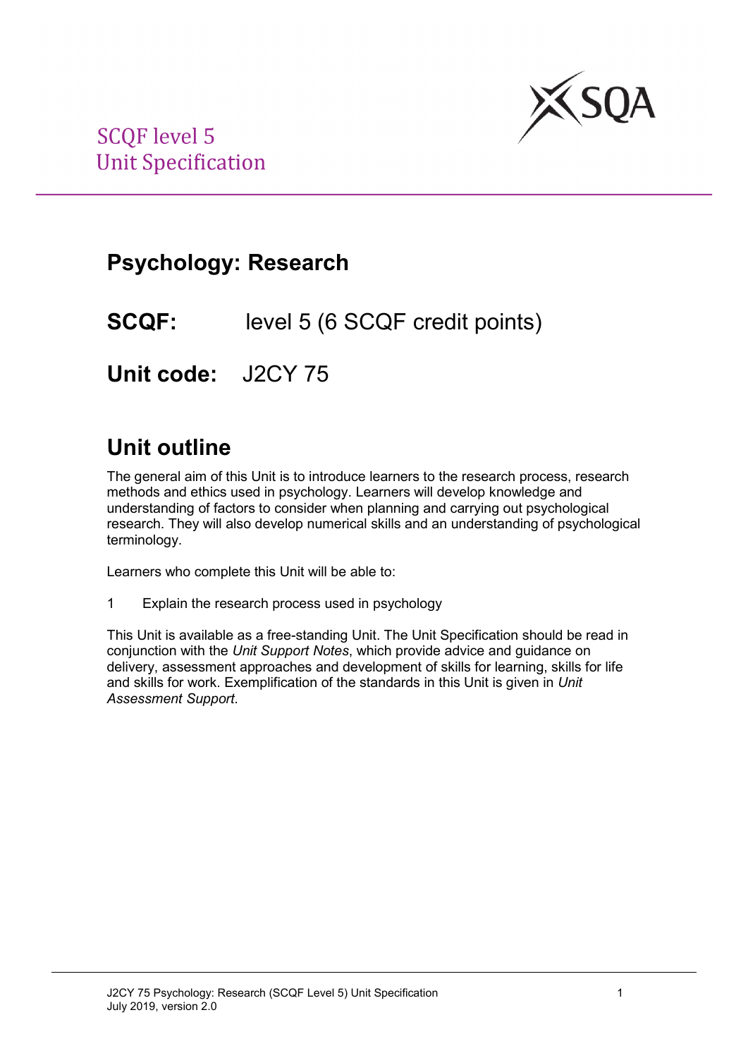SCQF level 5
Unit Specification

# Psychology: Research

**SCQF:** level 5 (6 SCQF credit points)

**Unit code:** J2CY 75

## Unit outline

The general aim of this Unit is to introduce learners to the research process, research methods and ethics used in psychology. Learners will develop knowledge and understanding of factors to consider when planning and carrying out psychological research. They will also develop numerical skills and an understanding of psychological terminology.

Learners who complete this Unit will be able to:

1 Explain the research process used in psychology

This Unit is available as a free-standing Unit. The Unit Specification should be read in conjunction with the *Unit Support Notes*, which provide advice and guidance on delivery, assessment approaches and development of skills for learning, skills for life and skills for work. Exemplification of the standards in this Unit is given in *Unit Assessment Support.*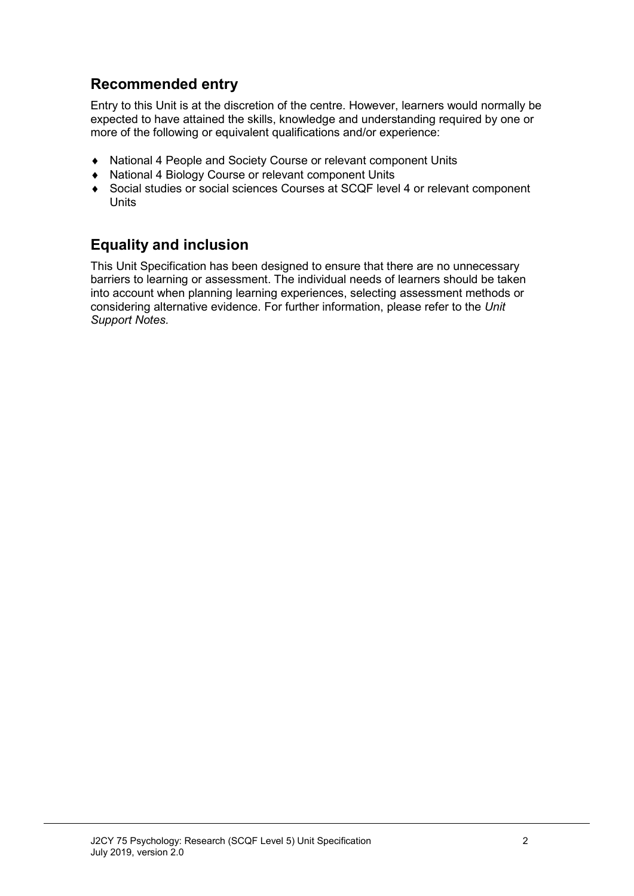## Recommended entry

Entry to this Unit is at the discretion of the centre. However, learners would normally be expected to have attained the skills, knowledge and understanding required by one or more of the following or equivalent qualifications and/or experience:

- National 4 People and Society Course or relevant component Units
- National 4 Biology Course or relevant component Units
- Social studies or social sciences Courses at SCQF level 4 or relevant component Units

## Equality and inclusion

This Unit Specification has been designed to ensure that there are no unnecessary barriers to learning or assessment. The individual needs of learners should be taken into account when planning learning experiences, selecting assessment methods or considering alternative evidence. For further information, please refer to the *Unit Support Notes.*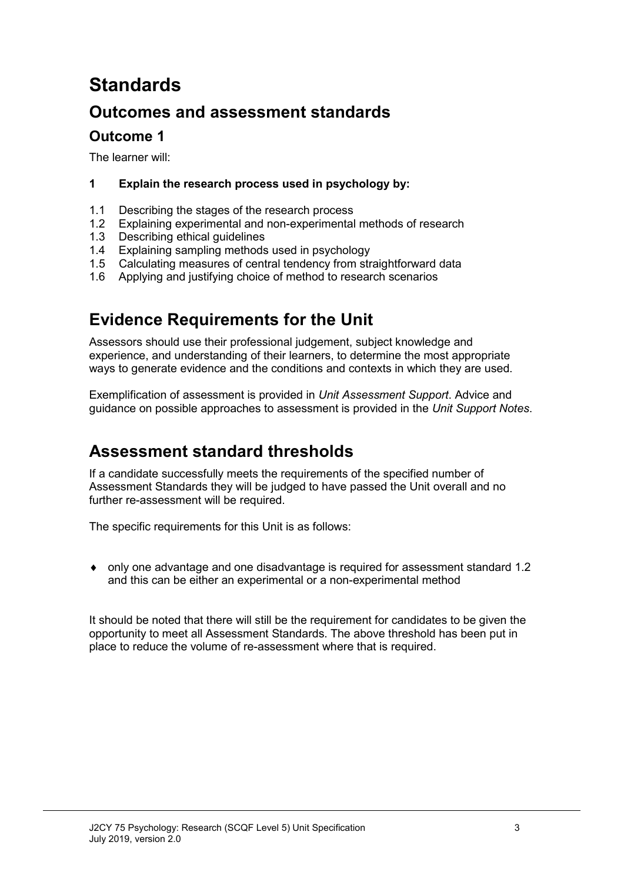# Standards

## Outcomes and assessment standards

### Outcome 1

The learner will:

**1 Explain the research process used in psychology by:**

1.1 Describing the stages of the research process
1.2 Explaining experimental and non-experimental methods of research
1.3 Describing ethical guidelines
1.4 Explaining sampling methods used in psychology
1.5 Calculating measures of central tendency from straightforward data
1.6 Applying and justifying choice of method to research scenarios

## Evidence Requirements for the Unit

Assessors should use their professional judgement, subject knowledge and experience, and understanding of their learners, to determine the most appropriate ways to generate evidence and the conditions and contexts in which they are used.

Exemplification of assessment is provided in *Unit Assessment Support*. Advice and guidance on possible approaches to assessment is provided in the *Unit Support Notes*.

## Assessment standard thresholds

If a candidate successfully meets the requirements of the specified number of Assessment Standards they will be judged to have passed the Unit overall and no further re-assessment will be required.

The specific requirements for this Unit is as follows:

- only one advantage and one disadvantage is required for assessment standard 1.2 and this can be either an experimental or a non-experimental method

It should be noted that there will still be the requirement for candidates to be given the opportunity to meet all Assessment Standards. The above threshold has been put in place to reduce the volume of re-assessment where that is required.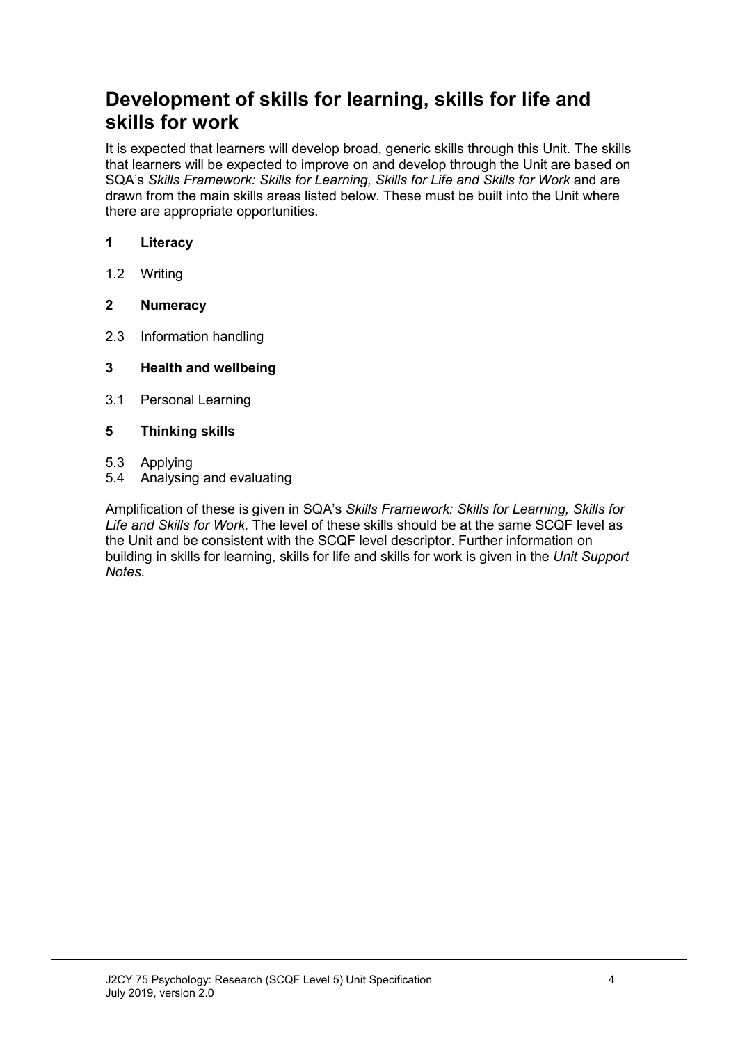## Development of skills for learning, skills for life and skills for work

It is expected that learners will develop broad, generic skills through this Unit. The skills that learners will be expected to improve on and develop through the Unit are based on SQA's *Skills Framework: Skills for Learning, Skills for Life and Skills for Work* and are drawn from the main skills areas listed below. These must be built into the Unit where there are appropriate opportunities.

**1 Literacy**

1.2 Writing

**2 Numeracy**

2.3 Information handling

**3 Health and wellbeing**

3.1 Personal Learning

**5 Thinking skills**

5.3 Applying
5.4 Analysing and evaluating

Amplification of these is given in SQA's *Skills Framework: Skills for Learning, Skills for Life and Skills for Work.* The level of these skills should be at the same SCQF level as the Unit and be consistent with the SCQF level descriptor. Further information on building in skills for learning, skills for life and skills for work is given in the *Unit Support Notes.*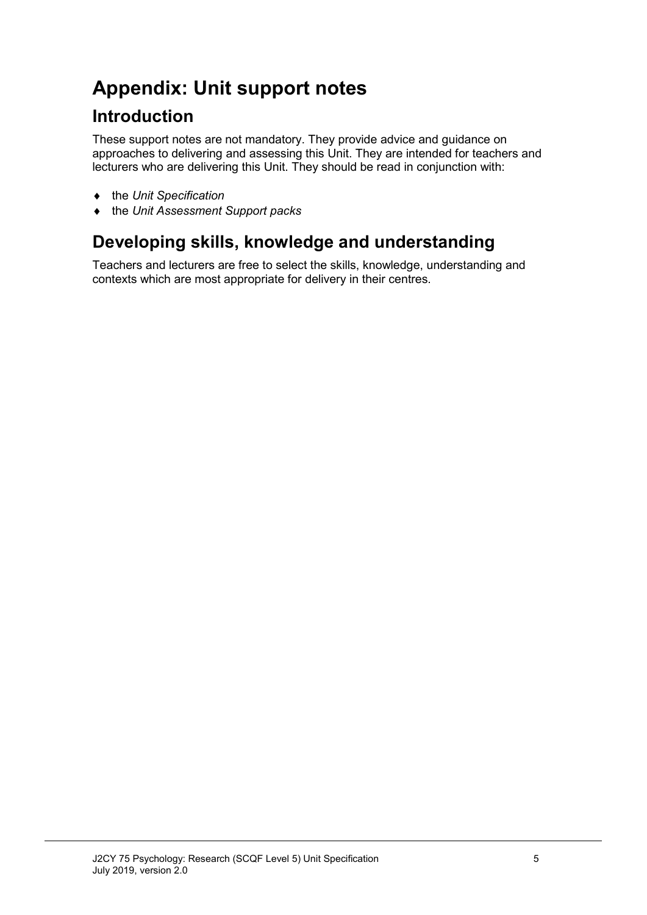# Appendix: Unit support notes

## Introduction

These support notes are not mandatory. They provide advice and guidance on approaches to delivering and assessing this Unit. They are intended for teachers and lecturers who are delivering this Unit. They should be read in conjunction with:

- the *Unit Specification*
- the *Unit Assessment Support packs*

## Developing skills, knowledge and understanding

Teachers and lecturers are free to select the skills, knowledge, understanding and contexts which are most appropriate for delivery in their centres.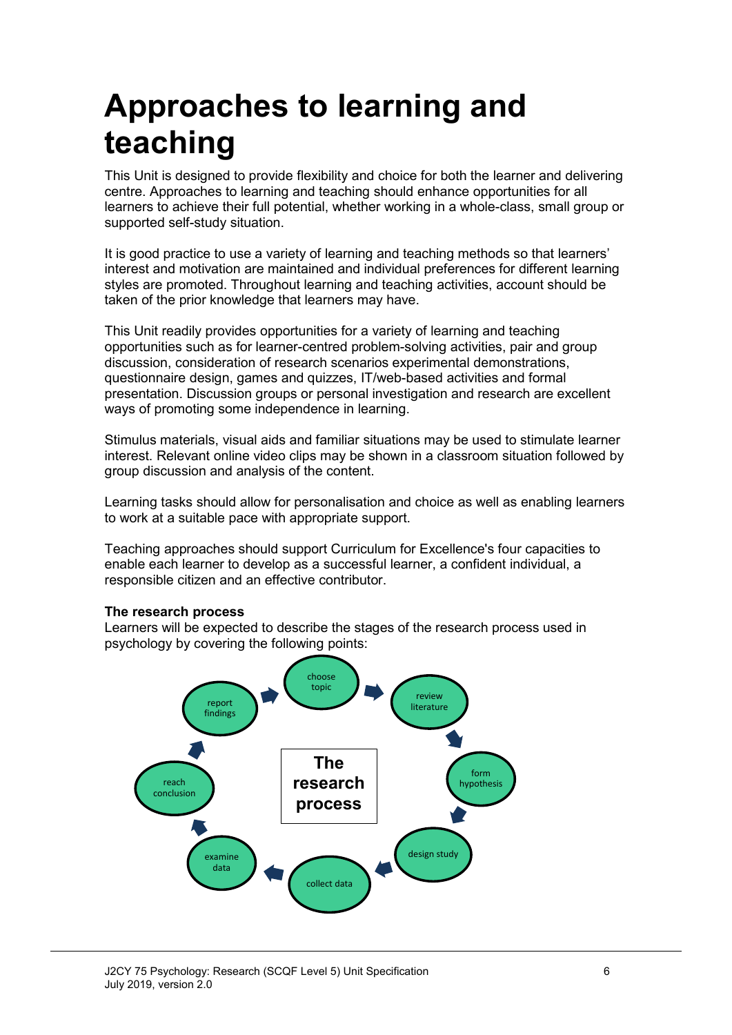# Approaches to learning and teaching

This Unit is designed to provide flexibility and choice for both the learner and delivering centre. Approaches to learning and teaching should enhance opportunities for all learners to achieve their full potential, whether working in a whole-class, small group or supported self-study situation.

It is good practice to use a variety of learning and teaching methods so that learners' interest and motivation are maintained and individual preferences for different learning styles are promoted. Throughout learning and teaching activities, account should be taken of the prior knowledge that learners may have.

This Unit readily provides opportunities for a variety of learning and teaching opportunities such as for learner-centred problem-solving activities, pair and group discussion, consideration of research scenarios experimental demonstrations, questionnaire design, games and quizzes, IT/web-based activities and formal presentation. Discussion groups or personal investigation and research are excellent ways of promoting some independence in learning.

Stimulus materials, visual aids and familiar situations may be used to stimulate learner interest. Relevant online video clips may be shown in a classroom situation followed by group discussion and analysis of the content.

Learning tasks should allow for personalisation and choice as well as enabling learners to work at a suitable pace with appropriate support.

Teaching approaches should support Curriculum for Excellence's four capacities to enable each learner to develop as a successful learner, a confident individual, a responsible citizen and an effective contributor.

**The research process**

Learners will be expected to describe the stages of the research process used in psychology by covering the following points:

**The research process**

choose topic → review literature → form hypothesis → design study → collect data → examine data → reach conclusion → report findings → choose topic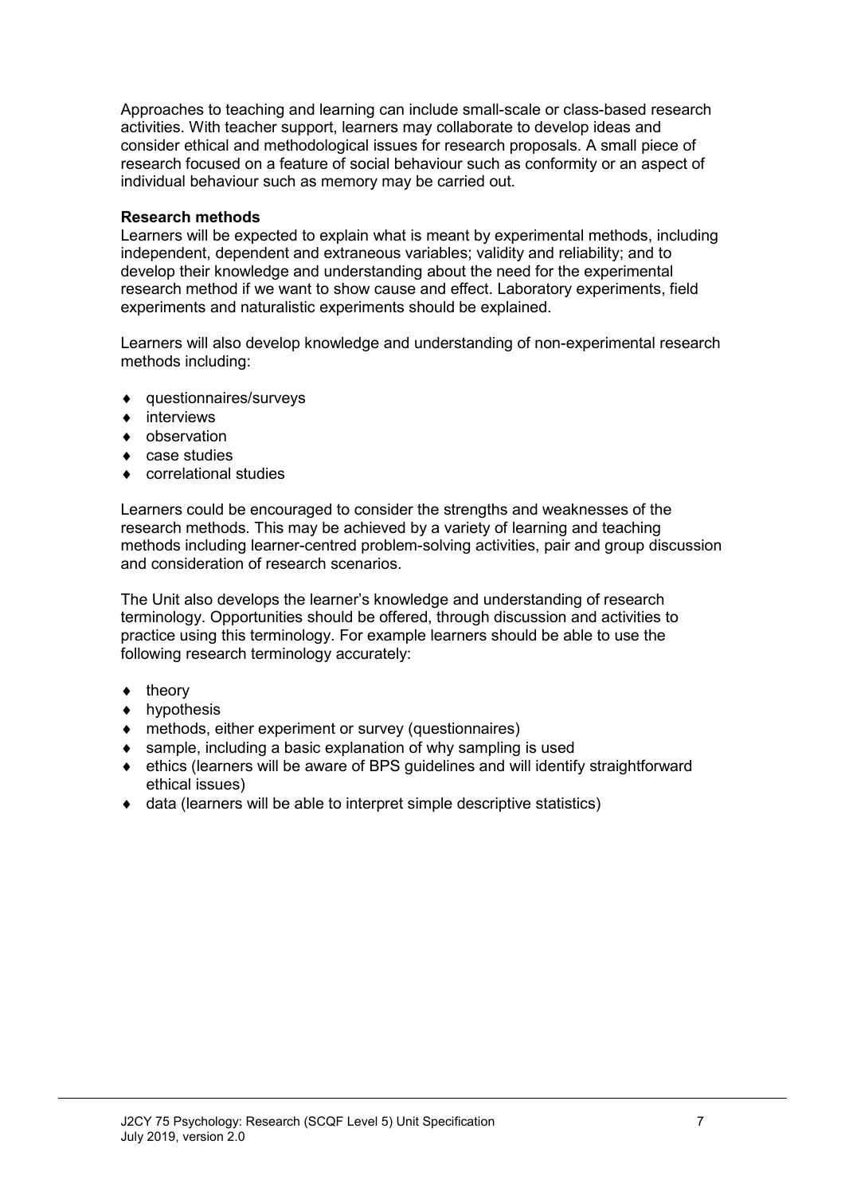Approaches to teaching and learning can include small-scale or class-based research activities. With teacher support, learners may collaborate to develop ideas and consider ethical and methodological issues for research proposals. A small piece of research focused on a feature of social behaviour such as conformity or an aspect of individual behaviour such as memory may be carried out.

**Research methods**

Learners will be expected to explain what is meant by experimental methods, including independent, dependent and extraneous variables; validity and reliability; and to develop their knowledge and understanding about the need for the experimental research method if we want to show cause and effect. Laboratory experiments, field experiments and naturalistic experiments should be explained.

Learners will also develop knowledge and understanding of non-experimental research methods including:

- questionnaires/surveys
- interviews
- observation
- case studies
- correlational studies

Learners could be encouraged to consider the strengths and weaknesses of the research methods. This may be achieved by a variety of learning and teaching methods including learner-centred problem-solving activities, pair and group discussion and consideration of research scenarios.

The Unit also develops the learner's knowledge and understanding of research terminology. Opportunities should be offered, through discussion and activities to practice using this terminology. For example learners should be able to use the following research terminology accurately:

- theory
- hypothesis
- methods, either experiment or survey (questionnaires)
- sample, including a basic explanation of why sampling is used
- ethics (learners will be aware of BPS guidelines and will identify straightforward ethical issues)
- data (learners will be able to interpret simple descriptive statistics)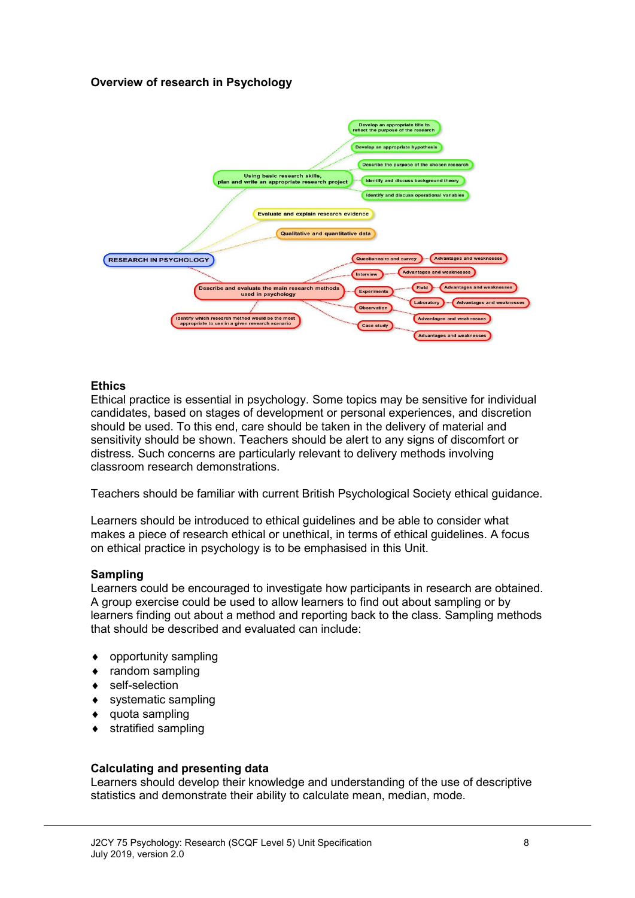**Overview of research in Psychology**

- RESEARCH IN PSYCHOLOGY
  - Using basic research skills, plan and write an appropriate research project
    - Develop an appropriate title to reflect the purpose of the research
    - Develop an appropriate hypothesis
    - Describe the purpose of the chosen research
    - Identify and discuss background theory
    - Identify and discuss operational variables
  - Evaluate and explain research evidence
  - Qualitative and quantitative data
  - Describe and evaluate the main research methods used in psychology
    - Questionnaire and survey
      - Advantages and weaknesses
    - Interview
      - Advantages and weaknesses
    - Experiments
      - Field
        - Advantages and weaknesses
      - Laboratory
        - Advantages and weaknesses
    - Observation
      - Advantages and weaknesses
    - Case study
      - Advantages and weaknesses
  - Identify which research method would be the most appropriate to use in a given research scenario

**Ethics**

Ethical practice is essential in psychology. Some topics may be sensitive for individual candidates, based on stages of development or personal experiences, and discretion should be used. To this end, care should be taken in the delivery of material and sensitivity should be shown. Teachers should be alert to any signs of discomfort or distress. Such concerns are particularly relevant to delivery methods involving classroom research demonstrations.

Teachers should be familiar with current British Psychological Society ethical guidance.

Learners should be introduced to ethical guidelines and be able to consider what makes a piece of research ethical or unethical, in terms of ethical guidelines. A focus on ethical practice in psychology is to be emphasised in this Unit.

**Sampling**

Learners could be encouraged to investigate how participants in research are obtained. A group exercise could be used to allow learners to find out about sampling or by learners finding out about a method and reporting back to the class. Sampling methods that should be described and evaluated can include:

- opportunity sampling
- random sampling
- self-selection
- systematic sampling
- quota sampling
- stratified sampling

**Calculating and presenting data**

Learners should develop their knowledge and understanding of the use of descriptive statistics and demonstrate their ability to calculate mean, median, mode.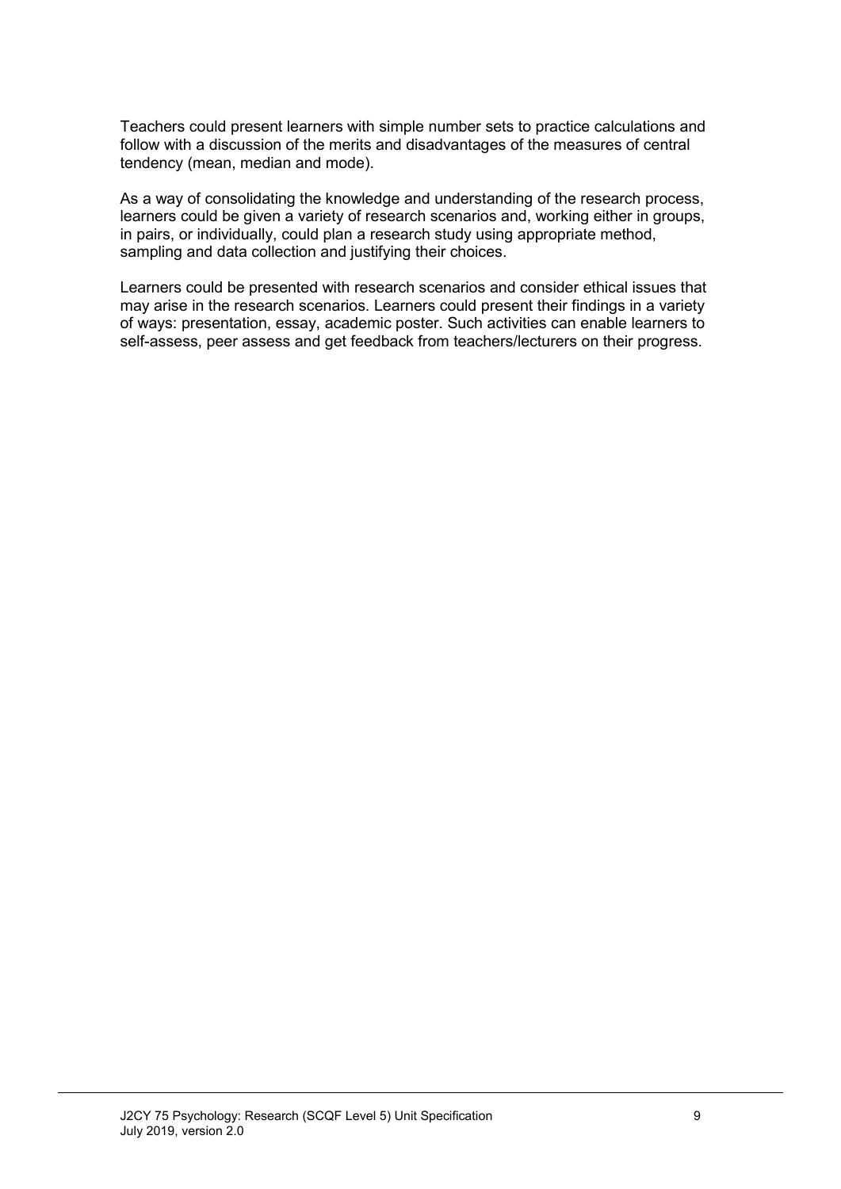Teachers could present learners with simple number sets to practice calculations and follow with a discussion of the merits and disadvantages of the measures of central tendency (mean, median and mode).

As a way of consolidating the knowledge and understanding of the research process, learners could be given a variety of research scenarios and, working either in groups, in pairs, or individually, could plan a research study using appropriate method, sampling and data collection and justifying their choices.

Learners could be presented with research scenarios and consider ethical issues that may arise in the research scenarios. Learners could present their findings in a variety of ways: presentation, essay, academic poster. Such activities can enable learners to self-assess, peer assess and get feedback from teachers/lecturers on their progress.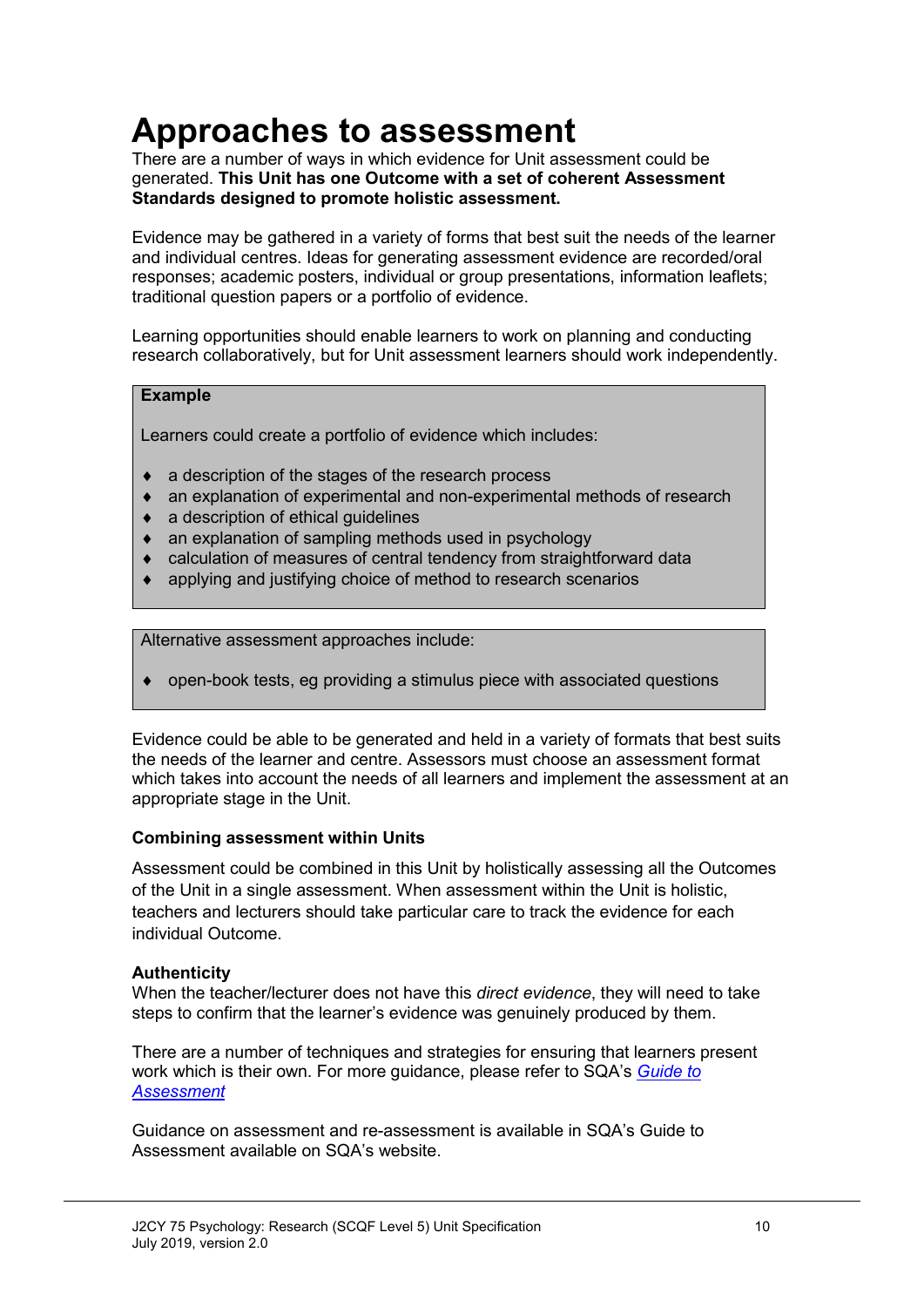# Approaches to assessment

There are a number of ways in which evidence for Unit assessment could be generated. **This Unit has one Outcome with a set of coherent Assessment Standards designed to promote holistic assessment.**

Evidence may be gathered in a variety of forms that best suit the needs of the learner and individual centres. Ideas for generating assessment evidence are recorded/oral responses; academic posters, individual or group presentations, information leaflets; traditional question papers or a portfolio of evidence.

Learning opportunities should enable learners to work on planning and conducting research collaboratively, but for Unit assessment learners should work independently.

**Example**

Learners could create a portfolio of evidence which includes:

- a description of the stages of the research process
- an explanation of experimental and non-experimental methods of research
- a description of ethical guidelines
- an explanation of sampling methods used in psychology
- calculation of measures of central tendency from straightforward data
- applying and justifying choice of method to research scenarios

Alternative assessment approaches include:

- open-book tests, eg providing a stimulus piece with associated questions

Evidence could be able to be generated and held in a variety of formats that best suits the needs of the learner and centre. Assessors must choose an assessment format which takes into account the needs of all learners and implement the assessment at an appropriate stage in the Unit.

**Combining assessment within Units**

Assessment could be combined in this Unit by holistically assessing all the Outcomes of the Unit in a single assessment. When assessment within the Unit is holistic, teachers and lecturers should take particular care to track the evidence for each individual Outcome.

**Authenticity**

When the teacher/lecturer does not have this *direct evidence*, they will need to take steps to confirm that the learner's evidence was genuinely produced by them.

There are a number of techniques and strategies for ensuring that learners present work which is their own. For more guidance, please refer to SQA's *Guide to Assessment*

Guidance on assessment and re-assessment is available in SQA's Guide to Assessment available on SQA's website.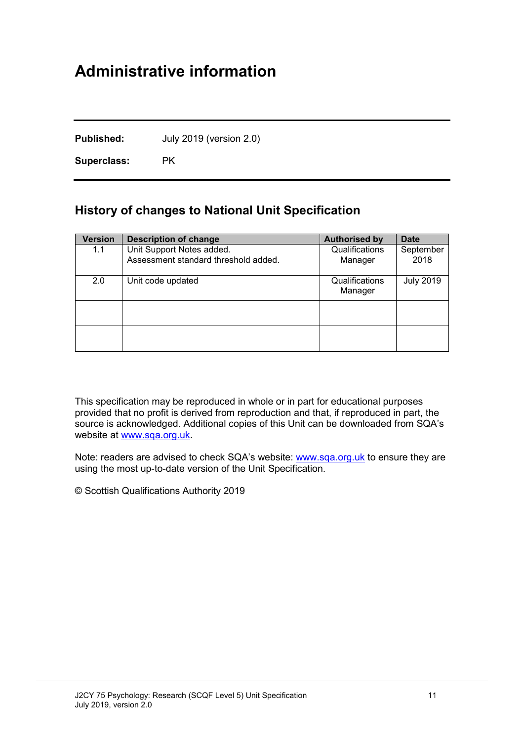# Administrative information

**Published:** July 2019 (version 2.0)

**Superclass:** PK

## History of changes to National Unit Specification

| Version | Description of change | Authorised by | Date |
|---|---|---|---|
| 1.1 | Unit Support Notes added.<br>Assessment standard threshold added. | Qualifications Manager | September 2018 |
| 2.0 | Unit code updated | Qualifications Manager | July 2019 |
| | | | |
| | | | |

This specification may be reproduced in whole or in part for educational purposes provided that no profit is derived from reproduction and that, if reproduced in part, the source is acknowledged. Additional copies of this Unit can be downloaded from SQA's website at www.sqa.org.uk.

Note: readers are advised to check SQA's website: www.sqa.org.uk to ensure they are using the most up-to-date version of the Unit Specification.

© Scottish Qualifications Authority 2019